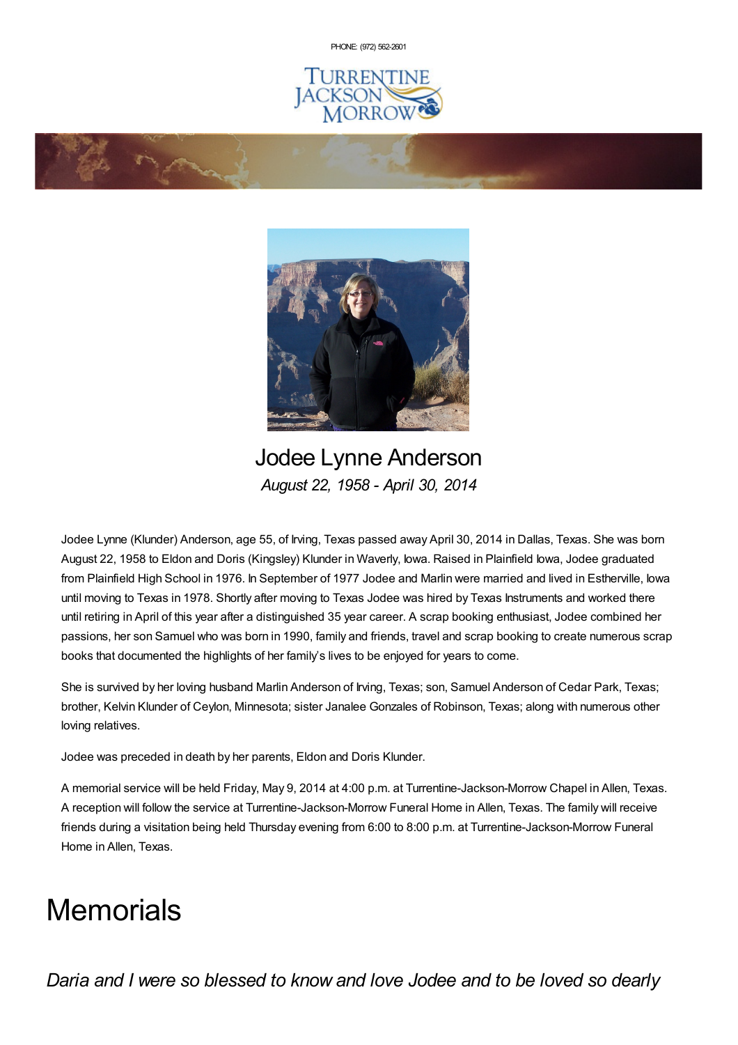PHONE: (972) 562-2601

TURRENTINE JACKSON MORROW

# Jodee Lynne Anderson

*August 22, 1958 - April 30, 2014*

Jodee Lynne (Klunder) Anderson, age 55, of Irving, Texas passed away April 30, 2014 in Dallas, Texas. She was born August 22, 1958 to Eldon and Doris (Kingsley) Klunder in Waverly, Iowa. Raised in Plainfield Iowa, Jodee graduated from Plainfield High School in 1976. In September of 1977 Jodee and Marlin were married and lived in Estherville, Iowa until moving to Texas in 1978. Shortly after moving to Texas Jodee was hired by Texas Instruments and worked there until retiring in April of this year after a distinguished 35 year career. A scrap booking enthusiast, Jodee combined her passions, her son Samuel who was born in 1990, family and friends, travel and scrap booking to create numerous scrap books that documented the highlights of her family's lives to be enjoyed for years to come.

She is survived by her loving husband Marlin Anderson of Irving, Texas; son, Samuel Anderson of Cedar Park, Texas; brother, Kelvin Klunder of Ceylon, Minnesota; sister Janalee Gonzales of Robinson, Texas; along with numerous other loving relatives.

Jodee was preceded in death by her parents, Eldon and Doris Klunder.

A memorial service will be held Friday, May 9, 2014 at 4:00 p.m. at Turrentine-Jackson-Morrow Chapel in Allen, Texas. A reception will follow the service at Turrentine-Jackson-Morrow Funeral Home in Allen, Texas. The family will receive friends during a visitation being held Thursday evening from 6:00 to 8:00 p.m. at Turrentine-Jackson-Morrow Funeral Home in Allen, Texas.

# Memorials

*Daria and I were so blessed to know and love Jodee and to be loved so dearly*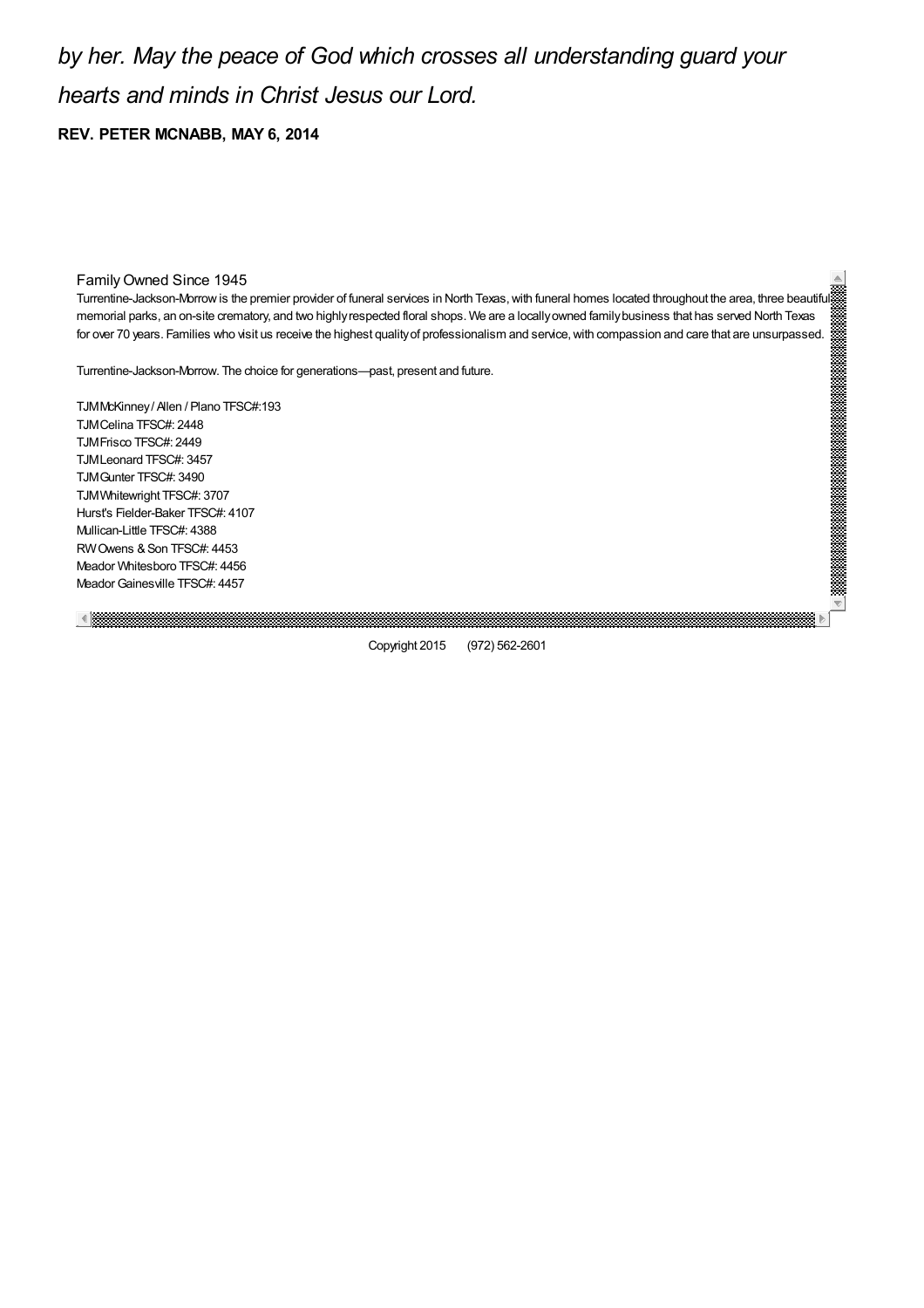*by her. May the peace of God which crosses all understanding guard your hearts and minds in Christ Jesus our Lord.*

**REV. PETER MCNABB, MAY 6, 2014**

Family Owned Since 1945

Turrentine-Jackson-Morrow is the premier provider of funeral services in North Texas, with funeral homes located throughout the area, three beautiful memorial parks, an on-site crematory, and two highly respected floral shops. We are a locally owned family business that has served North Texas for over 70 years. Families who visit us receive the highest quality of professionalism and service, with compassion and care that are unsurpassed.

Turrentine-Jackson-Morrow. The choice for generations—past, present and future.

TJM McKinney / Allen / Plano TFSC#:193
TJM Celina TFSC#: 2448
TJM Frisco TFSC#: 2449
TJM Leonard TFSC#: 3457
TJM Gunter TFSC#: 3490
TJM Whitewright TFSC#: 3707
Hurst's Fielder-Baker TFSC#: 4107
Mullican-Little TFSC#: 4388
RW Owens & Son TFSC#: 4453
Meador Whitesboro TFSC#: 4456
Meador Gainesville TFSC#: 4457

Copyright 2015 (972) 562-2601